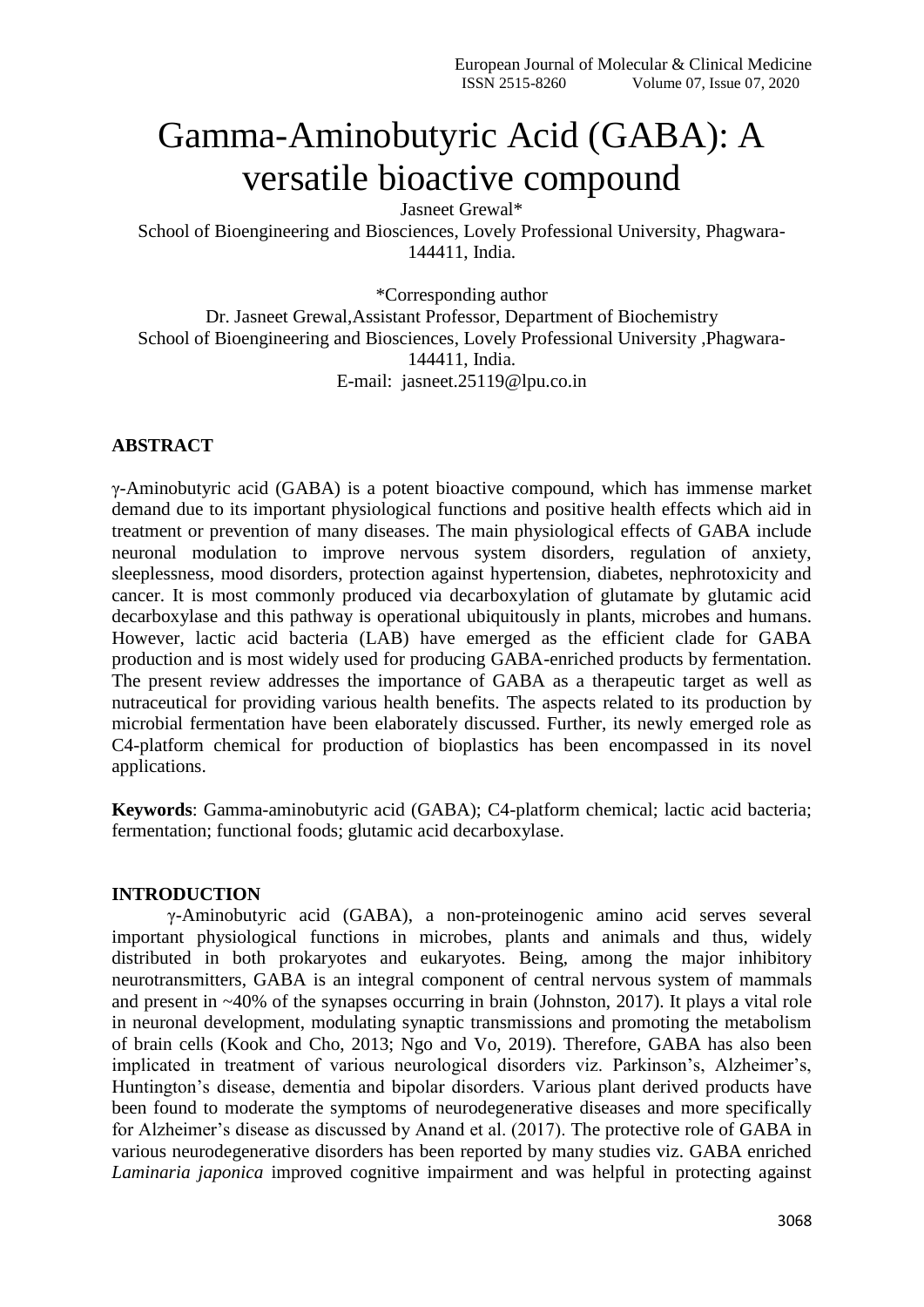# Gamma-Aminobutyric Acid (GABA): A versatile bioactive compound

Jasneet Grewal*

School of Bioengineering and Biosciences, Lovely Professional University, Phagwara-144411, India.

*Corresponding author

Dr. Jasneet Grewal,Assistant Professor, Department of Biochemistry

School of Bioengineering and Biosciences, Lovely Professional University ,Phagwara-144411, India.

E-mail: jasneet.25119@lpu.co.in

## ABSTRACT

γ-Aminobutyric acid (GABA) is a potent bioactive compound, which has immense market demand due to its important physiological functions and positive health effects which aid in treatment or prevention of many diseases. The main physiological effects of GABA include neuronal modulation to improve nervous system disorders, regulation of anxiety, sleeplessness, mood disorders, protection against hypertension, diabetes, nephrotoxicity and cancer. It is most commonly produced via decarboxylation of glutamate by glutamic acid decarboxylase and this pathway is operational ubiquitously in plants, microbes and humans. However, lactic acid bacteria (LAB) have emerged as the efficient clade for GABA production and is most widely used for producing GABA-enriched products by fermentation. The present review addresses the importance of GABA as a therapeutic target as well as nutraceutical for providing various health benefits. The aspects related to its production by microbial fermentation have been elaborately discussed. Further, its newly emerged role as C4-platform chemical for production of bioplastics has been encompassed in its novel applications.

**Keywords**: Gamma-aminobutyric acid (GABA); C4-platform chemical; lactic acid bacteria; fermentation; functional foods; glutamic acid decarboxylase.

## INTRODUCTION

γ-Aminobutyric acid (GABA), a non-proteinogenic amino acid serves several important physiological functions in microbes, plants and animals and thus, widely distributed in both prokaryotes and eukaryotes. Being, among the major inhibitory neurotransmitters, GABA is an integral component of central nervous system of mammals and present in ~40% of the synapses occurring in brain (Johnston, 2017). It plays a vital role in neuronal development, modulating synaptic transmissions and promoting the metabolism of brain cells (Kook and Cho, 2013; Ngo and Vo, 2019). Therefore, GABA has also been implicated in treatment of various neurological disorders viz. Parkinson's, Alzheimer's, Huntington's disease, dementia and bipolar disorders. Various plant derived products have been found to moderate the symptoms of neurodegenerative diseases and more specifically for Alzheimer's disease as discussed by Anand et al. (2017). The protective role of GABA in various neurodegenerative disorders has been reported by many studies viz. GABA enriched *Laminaria japonica* improved cognitive impairment and was helpful in protecting against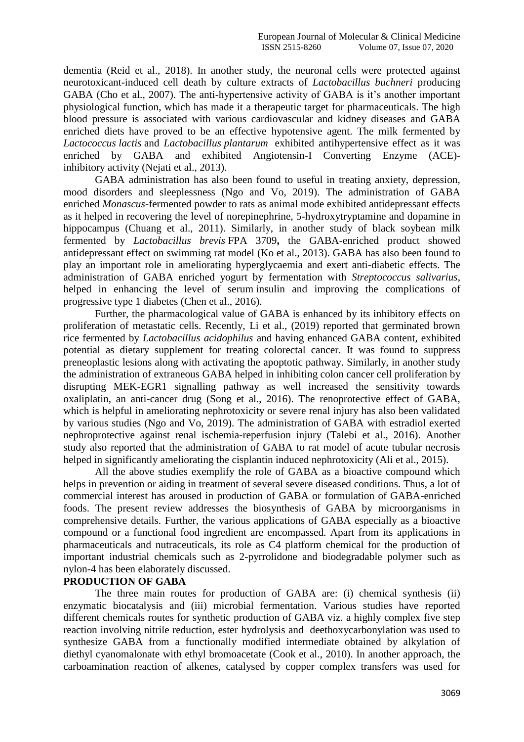dementia (Reid et al., 2018). In another study, the neuronal cells were protected against neurotoxicant-induced cell death by culture extracts of *Lactobacillus buchneri* producing GABA (Cho et al., 2007). The anti-hypertensive activity of GABA is it's another important physiological function, which has made it a therapeutic target for pharmaceuticals. The high blood pressure is associated with various cardiovascular and kidney diseases and GABA enriched diets have proved to be an effective hypotensive agent. The milk fermented by *Lactococcus lactis* and *Lactobacillus plantarum* exhibited antihypertensive effect as it was enriched by GABA and exhibited Angiotensin-I Converting Enzyme (ACE)-inhibitory activity (Nejati et al., 2013).

GABA administration has also been found to useful in treating anxiety, depression, mood disorders and sleeplessness (Ngo and Vo, 2019). The administration of GABA enriched *Monascus*-fermented powder to rats as animal mode exhibited antidepressant effects as it helped in recovering the level of norepinephrine, 5-hydroxytryptamine and dopamine in hippocampus (Chuang et al., 2011). Similarly, in another study of black soybean milk fermented by *Lactobacillus brevis* FPA 3709**,** the GABA-enriched product showed antidepressant effect on swimming rat model (Ko et al., 2013). GABA has also been found to play an important role in ameliorating hyperglycaemia and exert anti-diabetic effects. The administration of GABA enriched yogurt by fermentation with *Streptococcus salivarius*, helped in enhancing the level of serum insulin and improving the complications of progressive type 1 diabetes (Chen et al., 2016).

Further, the pharmacological value of GABA is enhanced by its inhibitory effects on proliferation of metastatic cells. Recently, Li et al., (2019) reported that germinated brown rice fermented by *Lactobacillus acidophilus* and having enhanced GABA content, exhibited potential as dietary supplement for treating colorectal cancer. It was found to suppress preneoplastic lesions along with activating the apoptotic pathway. Similarly, in another study the administration of extraneous GABA helped in inhibiting colon cancer cell proliferation by disrupting MEK-EGR1 signalling pathway as well increased the sensitivity towards oxaliplatin, an anti-cancer drug (Song et al., 2016). The renoprotective effect of GABA, which is helpful in ameliorating nephrotoxicity or severe renal injury has also been validated by various studies (Ngo and Vo, 2019). The administration of GABA with estradiol exerted nephroprotective against renal ischemia-reperfusion injury (Talebi et al., 2016). Another study also reported that the administration of GABA to rat model of acute tubular necrosis helped in significantly ameliorating the cisplantin induced nephrotoxicity (Ali et al., 2015).

All the above studies exemplify the role of GABA as a bioactive compound which helps in prevention or aiding in treatment of several severe diseased conditions. Thus, a lot of commercial interest has aroused in production of GABA or formulation of GABA-enriched foods. The present review addresses the biosynthesis of GABA by microorganisms in comprehensive details. Further, the various applications of GABA especially as a bioactive compound or a functional food ingredient are encompassed. Apart from its applications in pharmaceuticals and nutraceuticals, its role as C4 platform chemical for the production of important industrial chemicals such as 2-pyrrolidone and biodegradable polymer such as nylon-4 has been elaborately discussed.

## PRODUCTION OF GABA

The three main routes for production of GABA are: (i) chemical synthesis (ii) enzymatic biocatalysis and (iii) microbial fermentation. Various studies have reported different chemicals routes for synthetic production of GABA viz. a highly complex five step reaction involving nitrile reduction, ester hydrolysis and deethoxycarbonylation was used to synthesize GABA from a functionally modified intermediate obtained by alkylation of diethyl cyanomalonate with ethyl bromoacetate (Cook et al., 2010). In another approach, the carboamination reaction of alkenes, catalysed by copper complex transfers was used for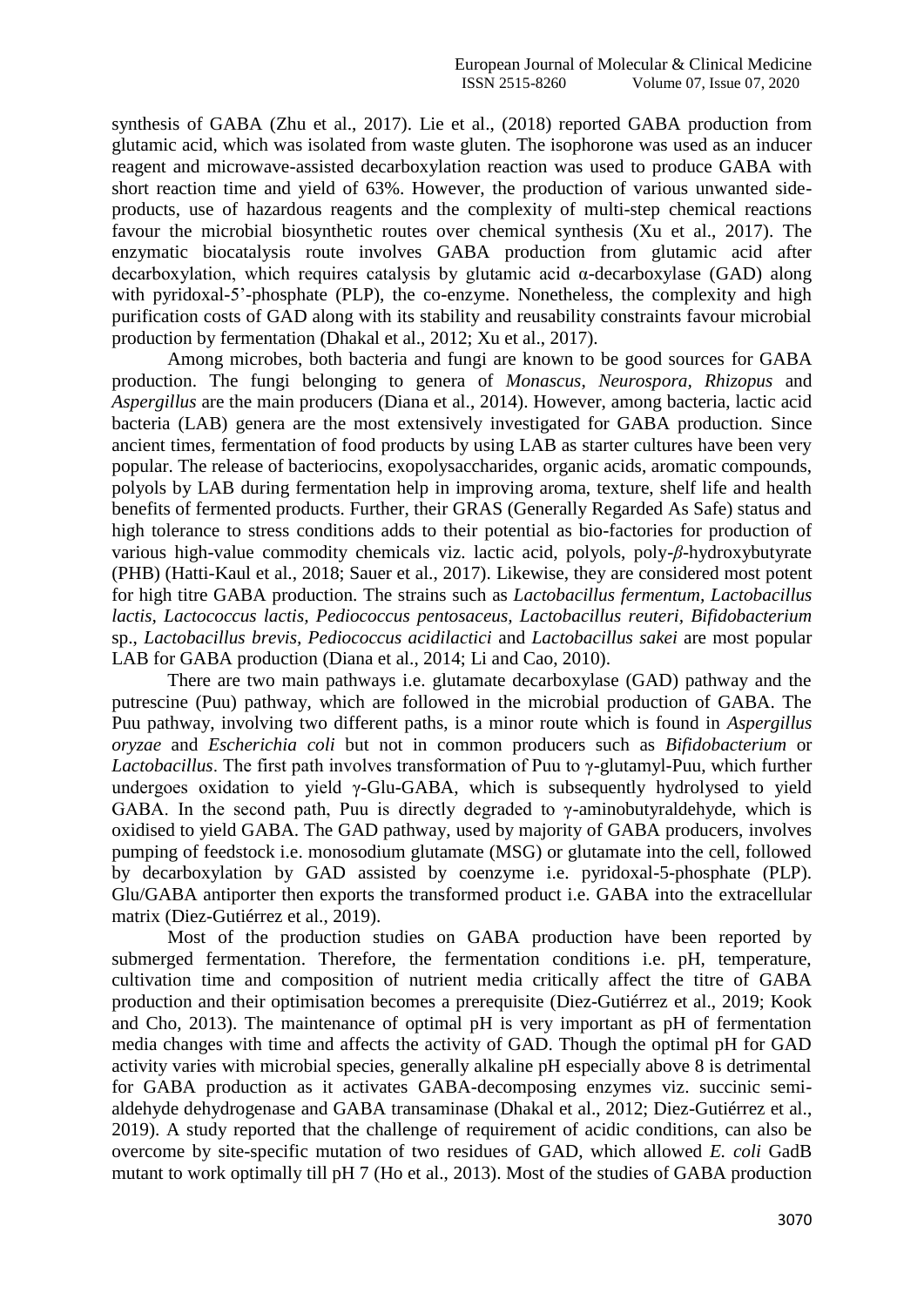synthesis of GABA (Zhu et al., 2017). Lie et al., (2018) reported GABA production from glutamic acid, which was isolated from waste gluten. The isophorone was used as an inducer reagent and microwave-assisted decarboxylation reaction was used to produce GABA with short reaction time and yield of 63%. However, the production of various unwanted side-products, use of hazardous reagents and the complexity of multi-step chemical reactions favour the microbial biosynthetic routes over chemical synthesis (Xu et al., 2017). The enzymatic biocatalysis route involves GABA production from glutamic acid after decarboxylation, which requires catalysis by glutamic acid α-decarboxylase (GAD) along with pyridoxal-5'-phosphate (PLP), the co-enzyme. Nonetheless, the complexity and high purification costs of GAD along with its stability and reusability constraints favour microbial production by fermentation (Dhakal et al., 2012; Xu et al., 2017).

Among microbes, both bacteria and fungi are known to be good sources for GABA production. The fungi belonging to genera of *Monascus*, *Neurospora*, *Rhizopus* and *Aspergillus* are the main producers (Diana et al., 2014). However, among bacteria, lactic acid bacteria (LAB) genera are the most extensively investigated for GABA production. Since ancient times, fermentation of food products by using LAB as starter cultures have been very popular. The release of bacteriocins, exopolysaccharides, organic acids, aromatic compounds, polyols by LAB during fermentation help in improving aroma, texture, shelf life and health benefits of fermented products. Further, their GRAS (Generally Regarded As Safe) status and high tolerance to stress conditions adds to their potential as bio-factories for production of various high-value commodity chemicals viz. lactic acid, polyols, poly-*β*-hydroxybutyrate (PHB) (Hatti-Kaul et al., 2018; Sauer et al., 2017). Likewise, they are considered most potent for high titre GABA production. The strains such as *Lactobacillus fermentum*, *Lactobacillus lactis*, *Lactococcus lactis*, *Pediococcus pentosaceus*, *Lactobacillus reuteri*, *Bifidobacterium* sp., *Lactobacillus brevis*, *Pediococcus acidilactici* and *Lactobacillus sakei* are most popular LAB for GABA production (Diana et al., 2014; Li and Cao, 2010).

There are two main pathways i.e. glutamate decarboxylase (GAD) pathway and the putrescine (Puu) pathway, which are followed in the microbial production of GABA. The Puu pathway, involving two different paths, is a minor route which is found in *Aspergillus oryzae* and *Escherichia coli* but not in common producers such as *Bifidobacterium* or *Lactobacillus*. The first path involves transformation of Puu to γ-glutamyl-Puu, which further undergoes oxidation to yield γ-Glu-GABA, which is subsequently hydrolysed to yield GABA. In the second path, Puu is directly degraded to γ-aminobutyraldehyde, which is oxidised to yield GABA. The GAD pathway, used by majority of GABA producers, involves pumping of feedstock i.e. monosodium glutamate (MSG) or glutamate into the cell, followed by decarboxylation by GAD assisted by coenzyme i.e. pyridoxal-5-phosphate (PLP). Glu/GABA antiporter then exports the transformed product i.e. GABA into the extracellular matrix (Diez-Gutiérrez et al., 2019).

Most of the production studies on GABA production have been reported by submerged fermentation. Therefore, the fermentation conditions i.e. pH, temperature, cultivation time and composition of nutrient media critically affect the titre of GABA production and their optimisation becomes a prerequisite (Diez-Gutiérrez et al., 2019; Kook and Cho, 2013). The maintenance of optimal pH is very important as pH of fermentation media changes with time and affects the activity of GAD. Though the optimal pH for GAD activity varies with microbial species, generally alkaline pH especially above 8 is detrimental for GABA production as it activates GABA-decomposing enzymes viz. succinic semi-aldehyde dehydrogenase and GABA transaminase (Dhakal et al., 2012; Diez-Gutiérrez et al., 2019). A study reported that the challenge of requirement of acidic conditions, can also be overcome by site-specific mutation of two residues of GAD, which allowed *E. coli* GadB mutant to work optimally till pH 7 (Ho et al., 2013). Most of the studies of GABA production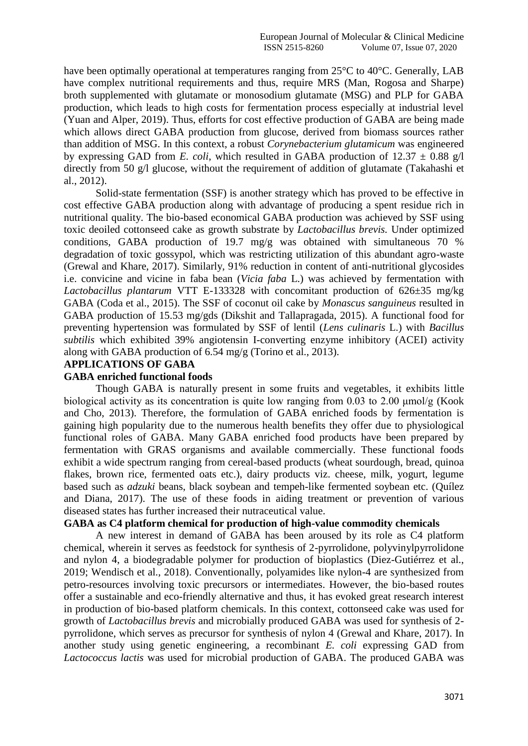have been optimally operational at temperatures ranging from 25°C to 40°C. Generally, LAB have complex nutritional requirements and thus, require MRS (Man, Rogosa and Sharpe) broth supplemented with glutamate or monosodium glutamate (MSG) and PLP for GABA production, which leads to high costs for fermentation process especially at industrial level (Yuan and Alper, 2019). Thus, efforts for cost effective production of GABA are being made which allows direct GABA production from glucose, derived from biomass sources rather than addition of MSG. In this context, a robust *Corynebacterium glutamicum* was engineered by expressing GAD from *E. coli*, which resulted in GABA production of 12.37 ± 0.88 g/l directly from 50 g/l glucose, without the requirement of addition of glutamate (Takahashi et al., 2012).

Solid-state fermentation (SSF) is another strategy which has proved to be effective in cost effective GABA production along with advantage of producing a spent residue rich in nutritional quality. The bio-based economical GABA production was achieved by SSF using toxic deoiled cottonseed cake as growth substrate by *Lactobacillus brevis.* Under optimized conditions, GABA production of 19.7 mg/g was obtained with simultaneous 70 % degradation of toxic gossypol, which was restricting utilization of this abundant agro-waste (Grewal and Khare, 2017). Similarly, 91% reduction in content of anti-nutritional glycosides i.e. convicine and vicine in faba bean (*Vicia faba* L.) was achieved by fermentation with *Lactobacillus plantarum* VTT E-133328 with concomitant production of 626±35 mg/kg GABA (Coda et al., 2015). The SSF of coconut oil cake by *Monascus sanguineus* resulted in GABA production of 15.53 mg/gds (Dikshit and Tallapragada, 2015). A functional food for preventing hypertension was formulated by SSF of lentil (*Lens culinaris* L.) with *Bacillus subtilis* which exhibited 39% angiotensin I-converting enzyme inhibitory (ACEI) activity along with GABA production of 6.54 mg/g (Torino et al., 2013).

## APPLICATIONS OF GABA

### GABA enriched functional foods

Though GABA is naturally present in some fruits and vegetables, it exhibits little biological activity as its concentration is quite low ranging from 0.03 to 2.00 μmol/g (Kook and Cho, 2013). Therefore, the formulation of GABA enriched foods by fermentation is gaining high popularity due to the numerous health benefits they offer due to physiological functional roles of GABA. Many GABA enriched food products have been prepared by fermentation with GRAS organisms and available commercially. These functional foods exhibit a wide spectrum ranging from cereal-based products (wheat sourdough, bread, quinoa flakes, brown rice, fermented oats etc.), dairy products viz. cheese, milk, yogurt, legume based such as *adzuki* beans, black soybean and tempeh-like fermented soybean etc. (Quílez and Diana, 2017). The use of these foods in aiding treatment or prevention of various diseased states has further increased their nutraceutical value.

### GABA as C4 platform chemical for production of high-value commodity chemicals

A new interest in demand of GABA has been aroused by its role as C4 platform chemical, wherein it serves as feedstock for synthesis of 2-pyrrolidone, polyvinylpyrrolidone and nylon 4, a biodegradable polymer for production of bioplastics (Diez-Gutiérrez et al., 2019; Wendisch et al., 2018). Conventionally, polyamides like nylon-4 are synthesized from petro-resources involving toxic precursors or intermediates. However, the bio-based routes offer a sustainable and eco-friendly alternative and thus, it has evoked great research interest in production of bio-based platform chemicals. In this context, cottonseed cake was used for growth of *Lactobacillus brevis* and microbially produced GABA was used for synthesis of 2-pyrrolidone, which serves as precursor for synthesis of nylon 4 (Grewal and Khare, 2017). In another study using genetic engineering, a recombinant *E. coli* expressing GAD from *Lactococcus lactis* was used for microbial production of GABA. The produced GABA was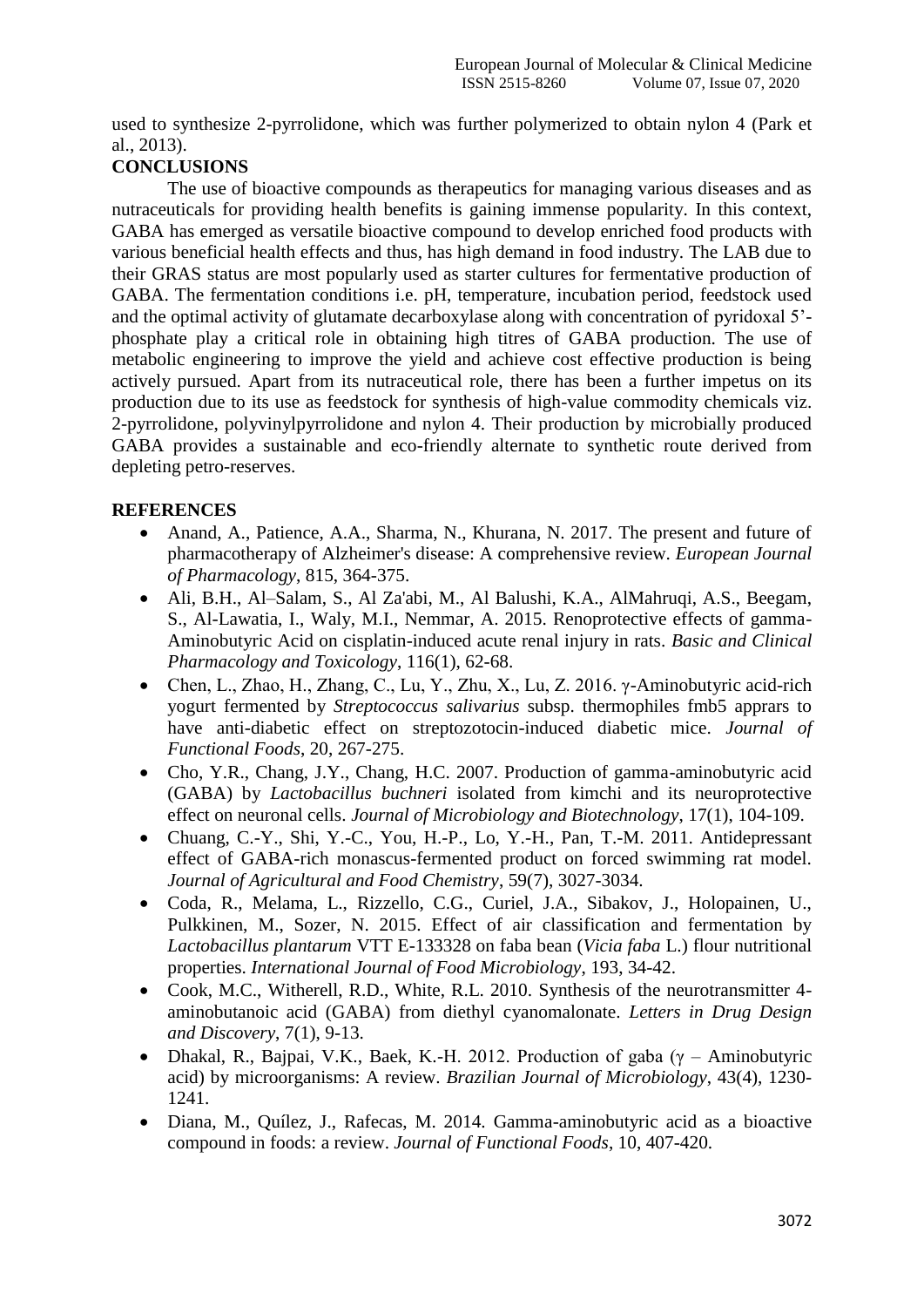used to synthesize 2-pyrrolidone, which was further polymerized to obtain nylon 4 (Park et al., 2013).

## CONCLUSIONS

The use of bioactive compounds as therapeutics for managing various diseases and as nutraceuticals for providing health benefits is gaining immense popularity. In this context, GABA has emerged as versatile bioactive compound to develop enriched food products with various beneficial health effects and thus, has high demand in food industry. The LAB due to their GRAS status are most popularly used as starter cultures for fermentative production of GABA. The fermentation conditions i.e. pH, temperature, incubation period, feedstock used and the optimal activity of glutamate decarboxylase along with concentration of pyridoxal 5'-phosphate play a critical role in obtaining high titres of GABA production. The use of metabolic engineering to improve the yield and achieve cost effective production is being actively pursued. Apart from its nutraceutical role, there has been a further impetus on its production due to its use as feedstock for synthesis of high-value commodity chemicals viz. 2-pyrrolidone, polyvinylpyrrolidone and nylon 4. Their production by microbially produced GABA provides a sustainable and eco-friendly alternate to synthetic route derived from depleting petro-reserves.

## REFERENCES

- Anand, A., Patience, A.A., Sharma, N., Khurana, N. 2017. The present and future of pharmacotherapy of Alzheimer's disease: A comprehensive review. *European Journal of Pharmacology*, 815, 364-375.
- Ali, B.H., Al–Salam, S., Al Za'abi, M., Al Balushi, K.A., AlMahruqi, A.S., Beegam, S., Al-Lawatia, I., Waly, M.I., Nemmar, A. 2015. Renoprotective effects of gamma-Aminobutyric Acid on cisplatin-induced acute renal injury in rats. *Basic and Clinical Pharmacology and Toxicology*, 116(1), 62-68.
- Chen, L., Zhao, H., Zhang, C., Lu, Y., Zhu, X., Lu, Z. 2016. γ-Aminobutyric acid-rich yogurt fermented by *Streptococcus salivarius* subsp. thermophiles fmb5 apprars to have anti-diabetic effect on streptozotocin-induced diabetic mice. *Journal of Functional Foods*, 20, 267-275.
- Cho, Y.R., Chang, J.Y., Chang, H.C. 2007. Production of gamma-aminobutyric acid (GABA) by *Lactobacillus buchneri* isolated from kimchi and its neuroprotective effect on neuronal cells. *Journal of Microbiology and Biotechnology*, 17(1), 104-109.
- Chuang, C.-Y., Shi, Y.-C., You, H.-P., Lo, Y.-H., Pan, T.-M. 2011. Antidepressant effect of GABA-rich monascus-fermented product on forced swimming rat model. *Journal of Agricultural and Food Chemistry*, 59(7), 3027-3034.
- Coda, R., Melama, L., Rizzello, C.G., Curiel, J.A., Sibakov, J., Holopainen, U., Pulkkinen, M., Sozer, N. 2015. Effect of air classification and fermentation by *Lactobacillus plantarum* VTT E-133328 on faba bean (*Vicia faba* L.) flour nutritional properties. *International Journal of Food Microbiology*, 193, 34-42.
- Cook, M.C., Witherell, R.D., White, R.L. 2010. Synthesis of the neurotransmitter 4-aminobutanoic acid (GABA) from diethyl cyanomalonate. *Letters in Drug Design and Discovery*, 7(1), 9-13.
- Dhakal, R., Bajpai, V.K., Baek, K.-H. 2012. Production of gaba (γ – Aminobutyric acid) by microorganisms: A review. *Brazilian Journal of Microbiology*, 43(4), 1230-1241.
- Diana, M., Quílez, J., Rafecas, M. 2014. Gamma-aminobutyric acid as a bioactive compound in foods: a review. *Journal of Functional Foods*, 10, 407-420.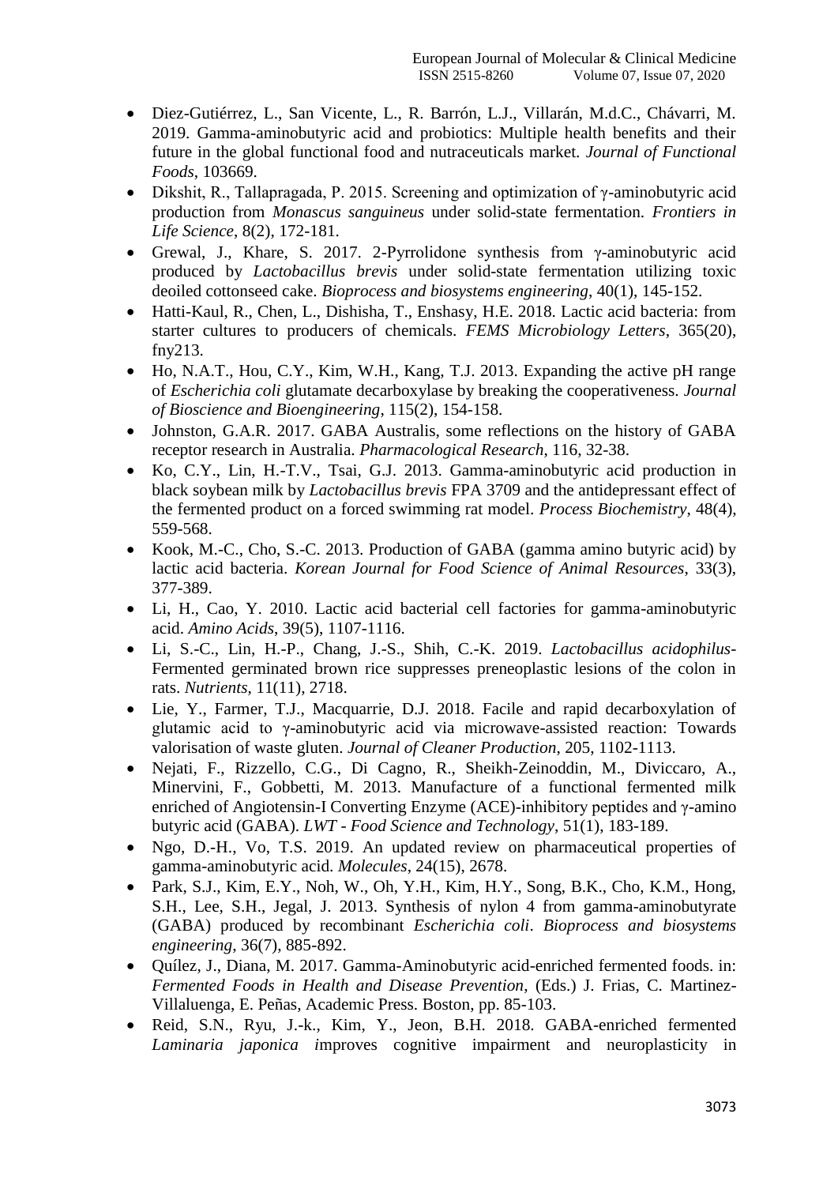- Diez-Gutiérrez, L., San Vicente, L., R. Barrón, L.J., Villarán, M.d.C., Chávarri, M. 2019. Gamma-aminobutyric acid and probiotics: Multiple health benefits and their future in the global functional food and nutraceuticals market. *Journal of Functional Foods*, 103669.
- Dikshit, R., Tallapragada, P. 2015. Screening and optimization of γ-aminobutyric acid production from *Monascus sanguineus* under solid-state fermentation. *Frontiers in Life Science*, 8(2), 172-181.
- Grewal, J., Khare, S. 2017. 2-Pyrrolidone synthesis from γ-aminobutyric acid produced by *Lactobacillus brevis* under solid-state fermentation utilizing toxic deoiled cottonseed cake. *Bioprocess and biosystems engineering*, 40(1), 145-152.
- Hatti-Kaul, R., Chen, L., Dishisha, T., Enshasy, H.E. 2018. Lactic acid bacteria: from starter cultures to producers of chemicals. *FEMS Microbiology Letters*, 365(20), fny213.
- Ho, N.A.T., Hou, C.Y., Kim, W.H., Kang, T.J. 2013. Expanding the active pH range of *Escherichia coli* glutamate decarboxylase by breaking the cooperativeness. *Journal of Bioscience and Bioengineering*, 115(2), 154-158.
- Johnston, G.A.R. 2017. GABA Australis, some reflections on the history of GABA receptor research in Australia. *Pharmacological Research*, 116, 32-38.
- Ko, C.Y., Lin, H.-T.V., Tsai, G.J. 2013. Gamma-aminobutyric acid production in black soybean milk by *Lactobacillus brevis* FPA 3709 and the antidepressant effect of the fermented product on a forced swimming rat model. *Process Biochemistry*, 48(4), 559-568.
- Kook, M.-C., Cho, S.-C. 2013. Production of GABA (gamma amino butyric acid) by lactic acid bacteria. *Korean Journal for Food Science of Animal Resources*, 33(3), 377-389.
- Li, H., Cao, Y. 2010. Lactic acid bacterial cell factories for gamma-aminobutyric acid. *Amino Acids*, 39(5), 1107-1116.
- Li, S.-C., Lin, H.-P., Chang, J.-S., Shih, C.-K. 2019. *Lactobacillus acidophilus*-Fermented germinated brown rice suppresses preneoplastic lesions of the colon in rats. *Nutrients*, 11(11), 2718.
- Lie, Y., Farmer, T.J., Macquarrie, D.J. 2018. Facile and rapid decarboxylation of glutamic acid to γ-aminobutyric acid via microwave-assisted reaction: Towards valorisation of waste gluten. *Journal of Cleaner Production*, 205, 1102-1113.
- Nejati, F., Rizzello, C.G., Di Cagno, R., Sheikh-Zeinoddin, M., Diviccaro, A., Minervini, F., Gobbetti, M. 2013. Manufacture of a functional fermented milk enriched of Angiotensin-I Converting Enzyme (ACE)-inhibitory peptides and γ-amino butyric acid (GABA). *LWT - Food Science and Technology*, 51(1), 183-189.
- Ngo, D.-H., Vo, T.S. 2019. An updated review on pharmaceutical properties of gamma-aminobutyric acid. *Molecules*, 24(15), 2678.
- Park, S.J., Kim, E.Y., Noh, W., Oh, Y.H., Kim, H.Y., Song, B.K., Cho, K.M., Hong, S.H., Lee, S.H., Jegal, J. 2013. Synthesis of nylon 4 from gamma-aminobutyrate (GABA) produced by recombinant *Escherichia coli*. *Bioprocess and biosystems engineering*, 36(7), 885-892.
- Quílez, J., Diana, M. 2017. Gamma-Aminobutyric acid-enriched fermented foods. in: *Fermented Foods in Health and Disease Prevention*, (Eds.) J. Frias, C. Martinez-Villaluenga, E. Peñas, Academic Press. Boston, pp. 85-103.
- Reid, S.N., Ryu, J.-k., Kim, Y., Jeon, B.H. 2018. GABA-enriched fermented *Laminaria japonica i*mproves cognitive impairment and neuroplasticity in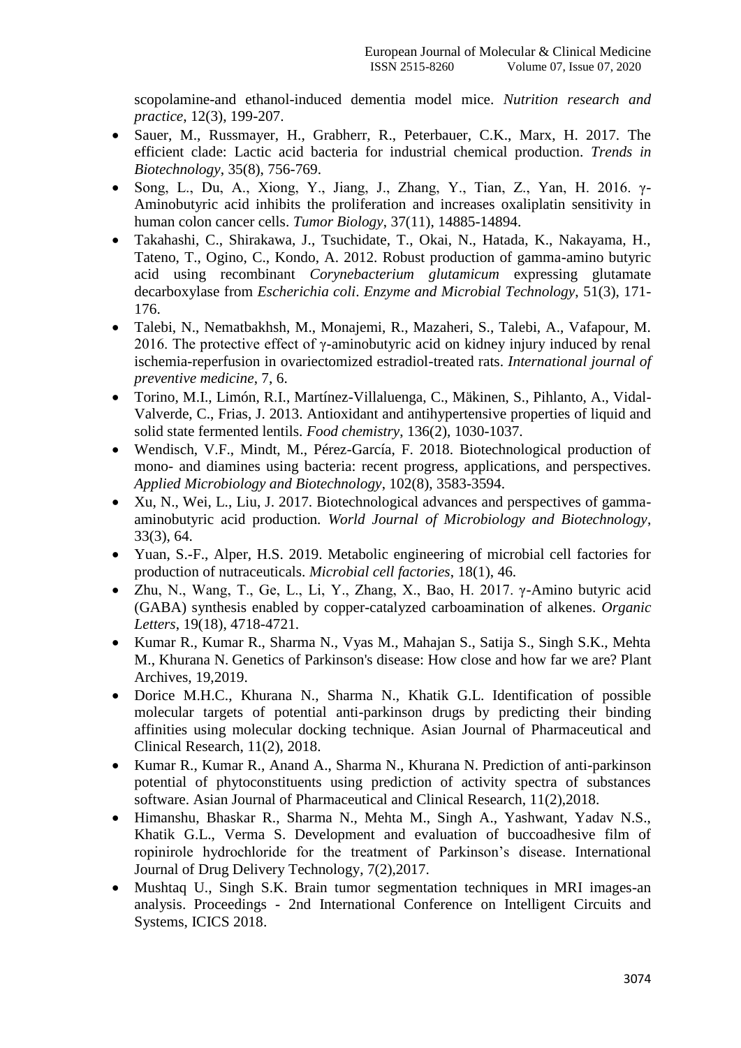scopolamine-and ethanol-induced dementia model mice. *Nutrition research and practice*, 12(3), 199-207.

- Sauer, M., Russmayer, H., Grabherr, R., Peterbauer, C.K., Marx, H. 2017. The efficient clade: Lactic acid bacteria for industrial chemical production. *Trends in Biotechnology*, 35(8), 756-769.
- Song, L., Du, A., Xiong, Y., Jiang, J., Zhang, Y., Tian, Z., Yan, H. 2016. γ-Aminobutyric acid inhibits the proliferation and increases oxaliplatin sensitivity in human colon cancer cells. *Tumor Biology*, 37(11), 14885-14894.
- Takahashi, C., Shirakawa, J., Tsuchidate, T., Okai, N., Hatada, K., Nakayama, H., Tateno, T., Ogino, C., Kondo, A. 2012. Robust production of gamma-amino butyric acid using recombinant *Corynebacterium glutamicum* expressing glutamate decarboxylase from *Escherichia coli*. *Enzyme and Microbial Technology*, 51(3), 171-176.
- Talebi, N., Nematbakhsh, M., Monajemi, R., Mazaheri, S., Talebi, A., Vafapour, M. 2016. The protective effect of γ-aminobutyric acid on kidney injury induced by renal ischemia-reperfusion in ovariectomized estradiol-treated rats. *International journal of preventive medicine*, 7, 6.
- Torino, M.I., Limón, R.I., Martínez-Villaluenga, C., Mäkinen, S., Pihlanto, A., Vidal-Valverde, C., Frias, J. 2013. Antioxidant and antihypertensive properties of liquid and solid state fermented lentils. *Food chemistry*, 136(2), 1030-1037.
- Wendisch, V.F., Mindt, M., Pérez-García, F. 2018. Biotechnological production of mono- and diamines using bacteria: recent progress, applications, and perspectives. *Applied Microbiology and Biotechnology*, 102(8), 3583-3594.
- Xu, N., Wei, L., Liu, J. 2017. Biotechnological advances and perspectives of gamma-aminobutyric acid production. *World Journal of Microbiology and Biotechnology*, 33(3), 64.
- Yuan, S.-F., Alper, H.S. 2019. Metabolic engineering of microbial cell factories for production of nutraceuticals. *Microbial cell factories*, 18(1), 46.
- Zhu, N., Wang, T., Ge, L., Li, Y., Zhang, X., Bao, H. 2017. γ-Amino butyric acid (GABA) synthesis enabled by copper-catalyzed carboamination of alkenes. *Organic Letters*, 19(18), 4718-4721.
- Kumar R., Kumar R., Sharma N., Vyas M., Mahajan S., Satija S., Singh S.K., Mehta M., Khurana N. Genetics of Parkinson's disease: How close and how far we are? Plant Archives, 19,2019.
- Dorice M.H.C., Khurana N., Sharma N., Khatik G.L. Identification of possible molecular targets of potential anti-parkinson drugs by predicting their binding affinities using molecular docking technique. Asian Journal of Pharmaceutical and Clinical Research, 11(2), 2018.
- Kumar R., Kumar R., Anand A., Sharma N., Khurana N. Prediction of anti-parkinson potential of phytoconstituents using prediction of activity spectra of substances software. Asian Journal of Pharmaceutical and Clinical Research, 11(2),2018.
- Himanshu, Bhaskar R., Sharma N., Mehta M., Singh A., Yashwant, Yadav N.S., Khatik G.L., Verma S. Development and evaluation of buccoadhesive film of ropinirole hydrochloride for the treatment of Parkinson's disease. International Journal of Drug Delivery Technology, 7(2),2017.
- Mushtaq U., Singh S.K. Brain tumor segmentation techniques in MRI images-an analysis. Proceedings - 2nd International Conference on Intelligent Circuits and Systems, ICICS 2018.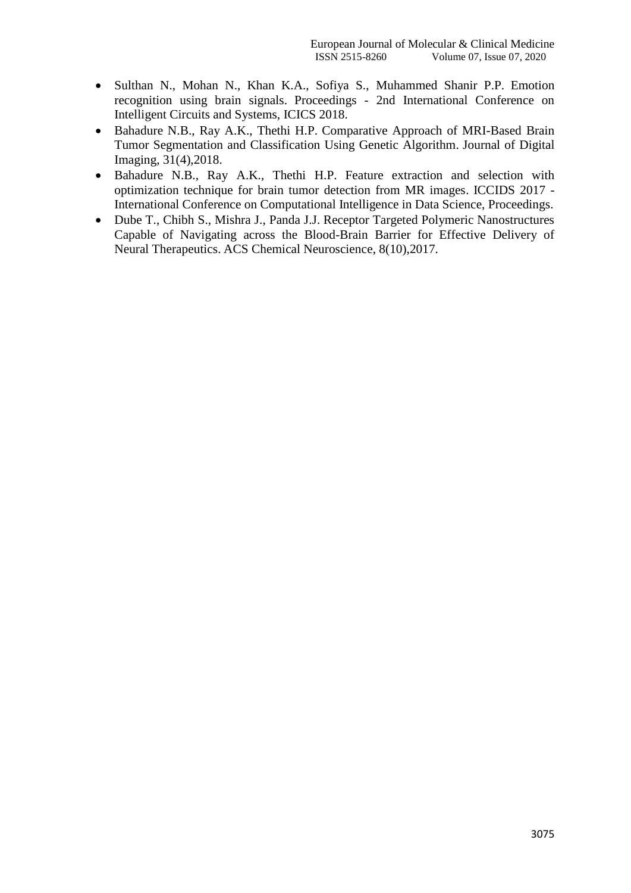- Sulthan N., Mohan N., Khan K.A., Sofiya S., Muhammed Shanir P.P. Emotion recognition using brain signals. Proceedings - 2nd International Conference on Intelligent Circuits and Systems, ICICS 2018.
- Bahadure N.B., Ray A.K., Thethi H.P. Comparative Approach of MRI-Based Brain Tumor Segmentation and Classification Using Genetic Algorithm. Journal of Digital Imaging, 31(4),2018.
- Bahadure N.B., Ray A.K., Thethi H.P. Feature extraction and selection with optimization technique for brain tumor detection from MR images. ICCIDS 2017 - International Conference on Computational Intelligence in Data Science, Proceedings.
- Dube T., Chibh S., Mishra J., Panda J.J. Receptor Targeted Polymeric Nanostructures Capable of Navigating across the Blood-Brain Barrier for Effective Delivery of Neural Therapeutics. ACS Chemical Neuroscience, 8(10),2017.